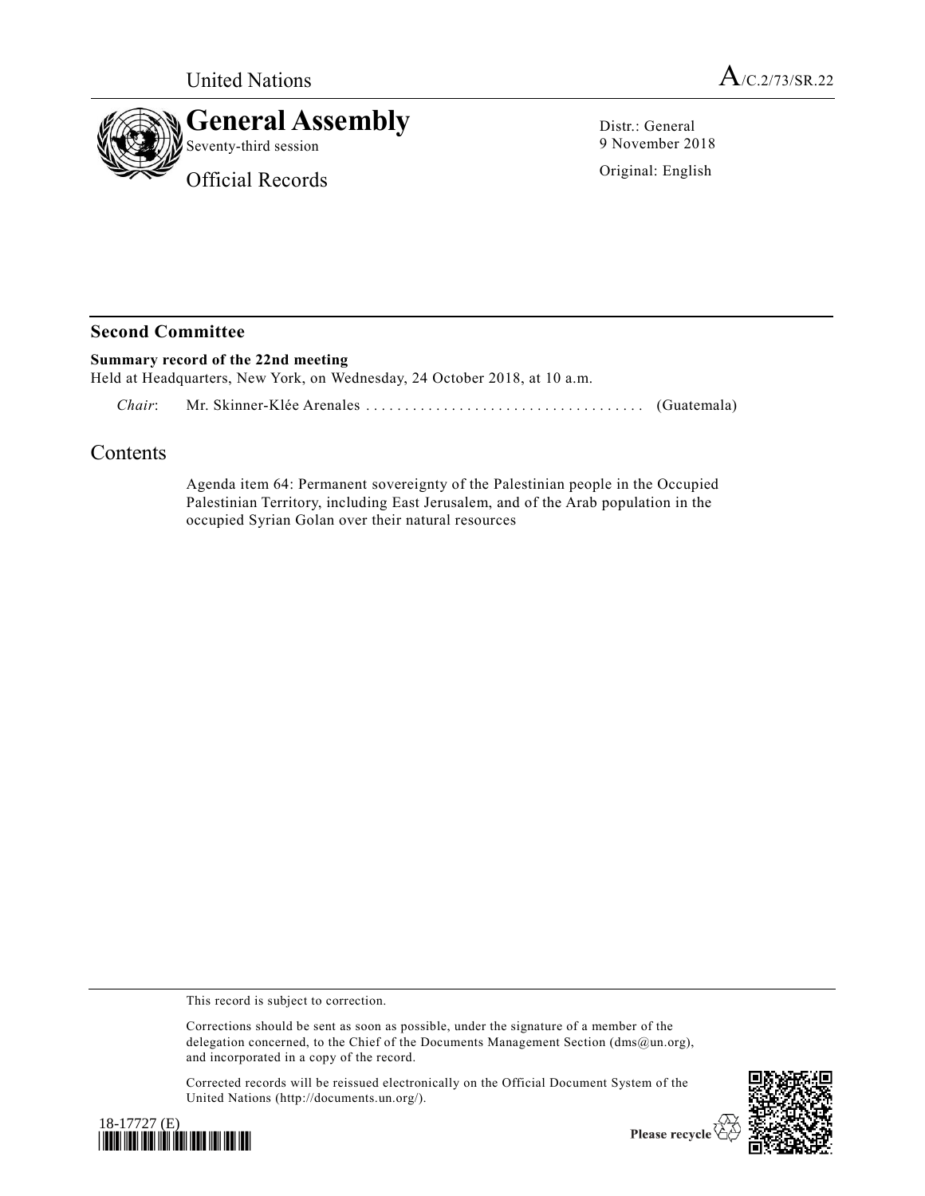United Nations A/C.2/73/SR.22

# General Assembly

Seventy-third session

Official Records

Distr.: General
9 November 2018

Original: English

## Second Committee

**Summary record of the 22nd meeting**

Held at Headquarters, New York, on Wednesday, 24 October 2018, at 10 a.m.

*Chair*: Mr. Skinner-Klée Arenales .................................... (Guatemala)

# Contents

Agenda item 64: Permanent sovereignty of the Palestinian people in the Occupied Palestinian Territory, including East Jerusalem, and of the Arab population in the occupied Syrian Golan over their natural resources

This record is subject to correction.

Corrections should be sent as soon as possible, under the signature of a member of the delegation concerned, to the Chief of the Documents Management Section (dms@un.org), and incorporated in a copy of the record.

Corrected records will be reissued electronically on the Official Document System of the United Nations (http://documents.un.org/).

18-17727 (E)

Please recycle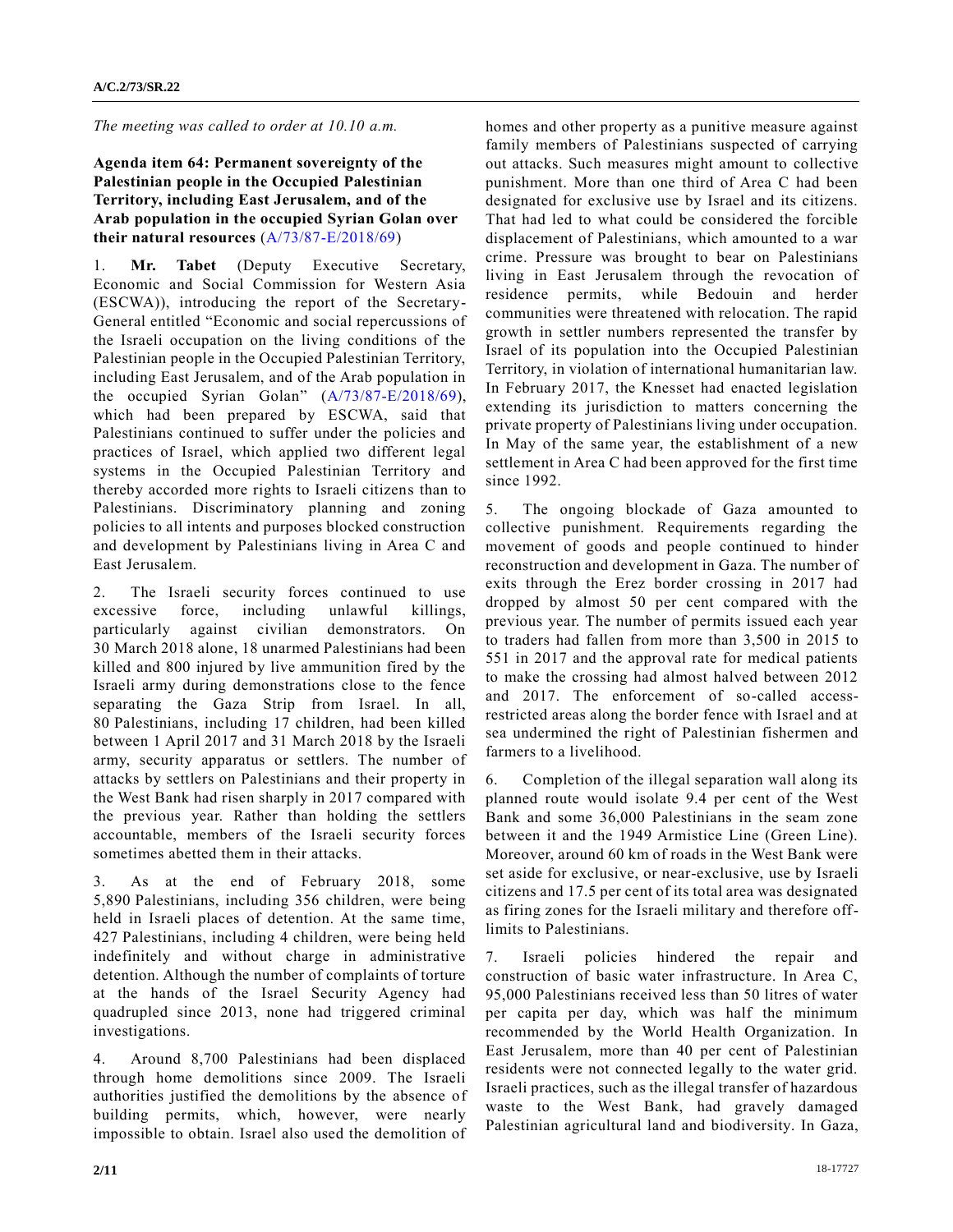*The meeting was called to order at 10.10 a.m.*

**Agenda item 64: Permanent sovereignty of the Palestinian people in the Occupied Palestinian Territory, including East Jerusalem, and of the Arab population in the occupied Syrian Golan over their natural resources** (A/73/87-E/2018/69)

1. **Mr. Tabet** (Deputy Executive Secretary, Economic and Social Commission for Western Asia (ESCWA)), introducing the report of the Secretary-General entitled "Economic and social repercussions of the Israeli occupation on the living conditions of the Palestinian people in the Occupied Palestinian Territory, including East Jerusalem, and of the Arab population in the occupied Syrian Golan" (A/73/87-E/2018/69), which had been prepared by ESCWA, said that Palestinians continued to suffer under the policies and practices of Israel, which applied two different legal systems in the Occupied Palestinian Territory and thereby accorded more rights to Israeli citizens than to Palestinians. Discriminatory planning and zoning policies to all intents and purposes blocked construction and development by Palestinians living in Area C and East Jerusalem.

2. The Israeli security forces continued to use excessive force, including unlawful killings, particularly against civilian demonstrators. On 30 March 2018 alone, 18 unarmed Palestinians had been killed and 800 injured by live ammunition fired by the Israeli army during demonstrations close to the fence separating the Gaza Strip from Israel. In all, 80 Palestinians, including 17 children, had been killed between 1 April 2017 and 31 March 2018 by the Israeli army, security apparatus or settlers. The number of attacks by settlers on Palestinians and their property in the West Bank had risen sharply in 2017 compared with the previous year. Rather than holding the settlers accountable, members of the Israeli security forces sometimes abetted them in their attacks.

3. As at the end of February 2018, some 5,890 Palestinians, including 356 children, were being held in Israeli places of detention. At the same time, 427 Palestinians, including 4 children, were being held indefinitely and without charge in administrative detention. Although the number of complaints of torture at the hands of the Israel Security Agency had quadrupled since 2013, none had triggered criminal investigations.

4. Around 8,700 Palestinians had been displaced through home demolitions since 2009. The Israeli authorities justified the demolitions by the absence of building permits, which, however, were nearly impossible to obtain. Israel also used the demolition of homes and other property as a punitive measure against family members of Palestinians suspected of carrying out attacks. Such measures might amount to collective punishment. More than one third of Area C had been designated for exclusive use by Israel and its citizens. That had led to what could be considered the forcible displacement of Palestinians, which amounted to a war crime. Pressure was brought to bear on Palestinians living in East Jerusalem through the revocation of residence permits, while Bedouin and herder communities were threatened with relocation. The rapid growth in settler numbers represented the transfer by Israel of its population into the Occupied Palestinian Territory, in violation of international humanitarian law. In February 2017, the Knesset had enacted legislation extending its jurisdiction to matters concerning the private property of Palestinians living under occupation. In May of the same year, the establishment of a new settlement in Area C had been approved for the first time since 1992.

5. The ongoing blockade of Gaza amounted to collective punishment. Requirements regarding the movement of goods and people continued to hinder reconstruction and development in Gaza. The number of exits through the Erez border crossing in 2017 had dropped by almost 50 per cent compared with the previous year. The number of permits issued each year to traders had fallen from more than 3,500 in 2015 to 551 in 2017 and the approval rate for medical patients to make the crossing had almost halved between 2012 and 2017. The enforcement of so-called access-restricted areas along the border fence with Israel and at sea undermined the right of Palestinian fishermen and farmers to a livelihood.

6. Completion of the illegal separation wall along its planned route would isolate 9.4 per cent of the West Bank and some 36,000 Palestinians in the seam zone between it and the 1949 Armistice Line (Green Line). Moreover, around 60 km of roads in the West Bank were set aside for exclusive, or near-exclusive, use by Israeli citizens and 17.5 per cent of its total area was designated as firing zones for the Israeli military and therefore off-limits to Palestinians.

7. Israeli policies hindered the repair and construction of basic water infrastructure. In Area C, 95,000 Palestinians received less than 50 litres of water per capita per day, which was half the minimum recommended by the World Health Organization. In East Jerusalem, more than 40 per cent of Palestinian residents were not connected legally to the water grid. Israeli practices, such as the illegal transfer of hazardous waste to the West Bank, had gravely damaged Palestinian agricultural land and biodiversity. In Gaza,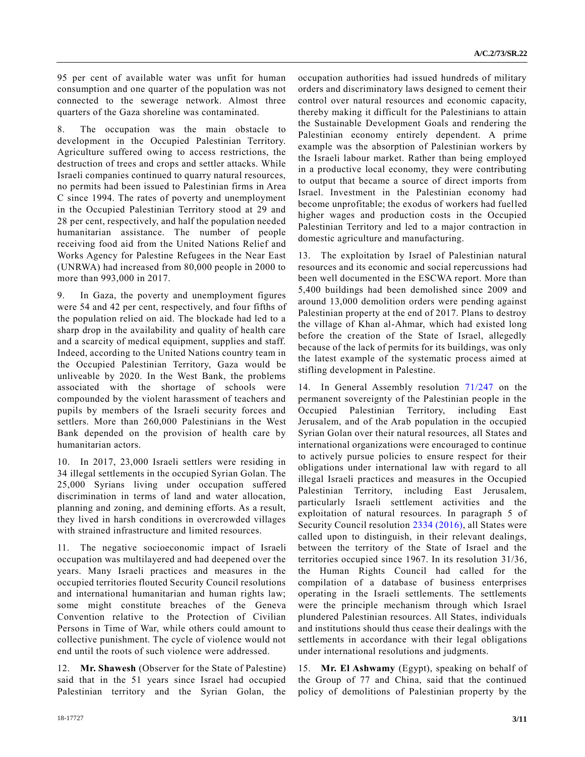95 per cent of available water was unfit for human consumption and one quarter of the population was not connected to the sewerage network. Almost three quarters of the Gaza shoreline was contaminated.

8. The occupation was the main obstacle to development in the Occupied Palestinian Territory. Agriculture suffered owing to access restrictions, the destruction of trees and crops and settler attacks. While Israeli companies continued to quarry natural resources, no permits had been issued to Palestinian firms in Area C since 1994. The rates of poverty and unemployment in the Occupied Palestinian Territory stood at 29 and 28 per cent, respectively, and half the population needed humanitarian assistance. The number of people receiving food aid from the United Nations Relief and Works Agency for Palestine Refugees in the Near East (UNRWA) had increased from 80,000 people in 2000 to more than 993,000 in 2017.

9. In Gaza, the poverty and unemployment figures were 54 and 42 per cent, respectively, and four fifths of the population relied on aid. The blockade had led to a sharp drop in the availability and quality of health care and a scarcity of medical equipment, supplies and staff. Indeed, according to the United Nations country team in the Occupied Palestinian Territory, Gaza would be unliveable by 2020. In the West Bank, the problems associated with the shortage of schools were compounded by the violent harassment of teachers and pupils by members of the Israeli security forces and settlers. More than 260,000 Palestinians in the West Bank depended on the provision of health care by humanitarian actors.

10. In 2017, 23,000 Israeli settlers were residing in 34 illegal settlements in the occupied Syrian Golan. The 25,000 Syrians living under occupation suffered discrimination in terms of land and water allocation, planning and zoning, and demining efforts. As a result, they lived in harsh conditions in overcrowded villages with strained infrastructure and limited resources.

11. The negative socioeconomic impact of Israeli occupation was multilayered and had deepened over the years. Many Israeli practices and measures in the occupied territories flouted Security Council resolutions and international humanitarian and human rights law; some might constitute breaches of the Geneva Convention relative to the Protection of Civilian Persons in Time of War, while others could amount to collective punishment. The cycle of violence would not end until the roots of such violence were addressed.

12. **Mr. Shawesh** (Observer for the State of Palestine) said that in the 51 years since Israel had occupied Palestinian territory and the Syrian Golan, the occupation authorities had issued hundreds of military orders and discriminatory laws designed to cement their control over natural resources and economic capacity, thereby making it difficult for the Palestinians to attain the Sustainable Development Goals and rendering the Palestinian economy entirely dependent. A prime example was the absorption of Palestinian workers by the Israeli labour market. Rather than being employed in a productive local economy, they were contributing to output that became a source of direct imports from Israel. Investment in the Palestinian economy had become unprofitable; the exodus of workers had fuelled higher wages and production costs in the Occupied Palestinian Territory and led to a major contraction in domestic agriculture and manufacturing.

13. The exploitation by Israel of Palestinian natural resources and its economic and social repercussions had been well documented in the ESCWA report. More than 5,400 buildings had been demolished since 2009 and around 13,000 demolition orders were pending against Palestinian property at the end of 2017. Plans to destroy the village of Khan al-Ahmar, which had existed long before the creation of the State of Israel, allegedly because of the lack of permits for its buildings, was only the latest example of the systematic process aimed at stifling development in Palestine.

14. In General Assembly resolution 71/247 on the permanent sovereignty of the Palestinian people in the Occupied Palestinian Territory, including East Jerusalem, and of the Arab population in the occupied Syrian Golan over their natural resources, all States and international organizations were encouraged to continue to actively pursue policies to ensure respect for their obligations under international law with regard to all illegal Israeli practices and measures in the Occupied Palestinian Territory, including East Jerusalem, particularly Israeli settlement activities and the exploitation of natural resources. In paragraph 5 of Security Council resolution 2334 (2016), all States were called upon to distinguish, in their relevant dealings, between the territory of the State of Israel and the territories occupied since 1967. In its resolution 31/36, the Human Rights Council had called for the compilation of a database of business enterprises operating in the Israeli settlements. The settlements were the principle mechanism through which Israel plundered Palestinian resources. All States, individuals and institutions should thus cease their dealings with the settlements in accordance with their legal obligations under international resolutions and judgments.

15. **Mr. El Ashwamy** (Egypt), speaking on behalf of the Group of 77 and China, said that the continued policy of demolitions of Palestinian property by the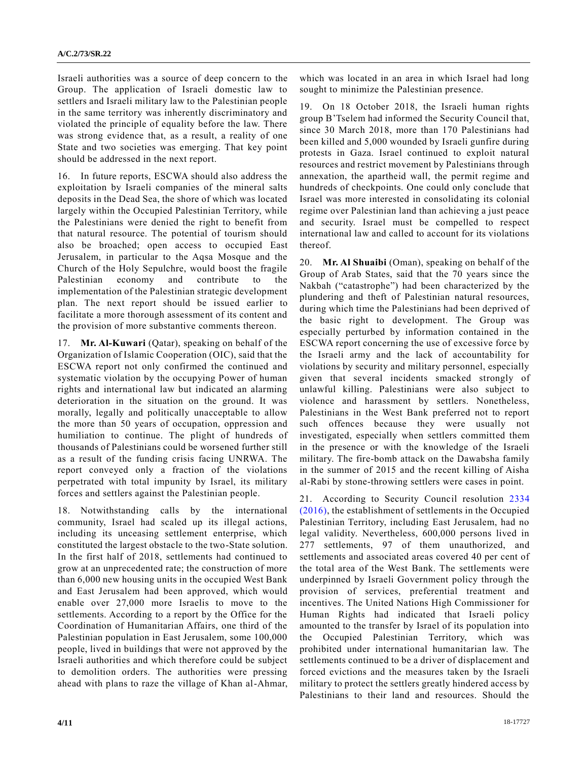Israeli authorities was a source of deep concern to the Group. The application of Israeli domestic law to settlers and Israeli military law to the Palestinian people in the same territory was inherently discriminatory and violated the principle of equality before the law. There was strong evidence that, as a result, a reality of one State and two societies was emerging. That key point should be addressed in the next report.

16. In future reports, ESCWA should also address the exploitation by Israeli companies of the mineral salts deposits in the Dead Sea, the shore of which was located largely within the Occupied Palestinian Territory, while the Palestinians were denied the right to benefit from that natural resource. The potential of tourism should also be broached; open access to occupied East Jerusalem, in particular to the Aqsa Mosque and the Church of the Holy Sepulchre, would boost the fragile Palestinian economy and contribute to the implementation of the Palestinian strategic development plan. The next report should be issued earlier to facilitate a more thorough assessment of its content and the provision of more substantive comments thereon.

17. **Mr. Al-Kuwari** (Qatar), speaking on behalf of the Organization of Islamic Cooperation (OIC), said that the ESCWA report not only confirmed the continued and systematic violation by the occupying Power of human rights and international law but indicated an alarming deterioration in the situation on the ground. It was morally, legally and politically unacceptable to allow the more than 50 years of occupation, oppression and humiliation to continue. The plight of hundreds of thousands of Palestinians could be worsened further still as a result of the funding crisis facing UNRWA. The report conveyed only a fraction of the violations perpetrated with total impunity by Israel, its military forces and settlers against the Palestinian people.

18. Notwithstanding calls by the international community, Israel had scaled up its illegal actions, including its unceasing settlement enterprise, which constituted the largest obstacle to the two-State solution. In the first half of 2018, settlements had continued to grow at an unprecedented rate; the construction of more than 6,000 new housing units in the occupied West Bank and East Jerusalem had been approved, which would enable over 27,000 more Israelis to move to the settlements. According to a report by the Office for the Coordination of Humanitarian Affairs, one third of the Palestinian population in East Jerusalem, some 100,000 people, lived in buildings that were not approved by the Israeli authorities and which therefore could be subject to demolition orders. The authorities were pressing ahead with plans to raze the village of Khan al-Ahmar, which was located in an area in which Israel had long sought to minimize the Palestinian presence.

19. On 18 October 2018, the Israeli human rights group B'Tselem had informed the Security Council that, since 30 March 2018, more than 170 Palestinians had been killed and 5,000 wounded by Israeli gunfire during protests in Gaza. Israel continued to exploit natural resources and restrict movement by Palestinians through annexation, the apartheid wall, the permit regime and hundreds of checkpoints. One could only conclude that Israel was more interested in consolidating its colonial regime over Palestinian land than achieving a just peace and security. Israel must be compelled to respect international law and called to account for its violations thereof.

20. **Mr. Al Shuaibi** (Oman), speaking on behalf of the Group of Arab States, said that the 70 years since the Nakbah ("catastrophe") had been characterized by the plundering and theft of Palestinian natural resources, during which time the Palestinians had been deprived of the basic right to development. The Group was especially perturbed by information contained in the ESCWA report concerning the use of excessive force by the Israeli army and the lack of accountability for violations by security and military personnel, especially given that several incidents smacked strongly of unlawful killing. Palestinians were also subject to violence and harassment by settlers. Nonetheless, Palestinians in the West Bank preferred not to report such offences because they were usually not investigated, especially when settlers committed them in the presence or with the knowledge of the Israeli military. The fire-bomb attack on the Dawabsha family in the summer of 2015 and the recent killing of Aisha al-Rabi by stone-throwing settlers were cases in point.

21. According to Security Council resolution 2334 (2016), the establishment of settlements in the Occupied Palestinian Territory, including East Jerusalem, had no legal validity. Nevertheless, 600,000 persons lived in 277 settlements, 97 of them unauthorized, and settlements and associated areas covered 40 per cent of the total area of the West Bank. The settlements were underpinned by Israeli Government policy through the provision of services, preferential treatment and incentives. The United Nations High Commissioner for Human Rights had indicated that Israeli policy amounted to the transfer by Israel of its population into the Occupied Palestinian Territory, which was prohibited under international humanitarian law. The settlements continued to be a driver of displacement and forced evictions and the measures taken by the Israeli military to protect the settlers greatly hindered access by Palestinians to their land and resources. Should the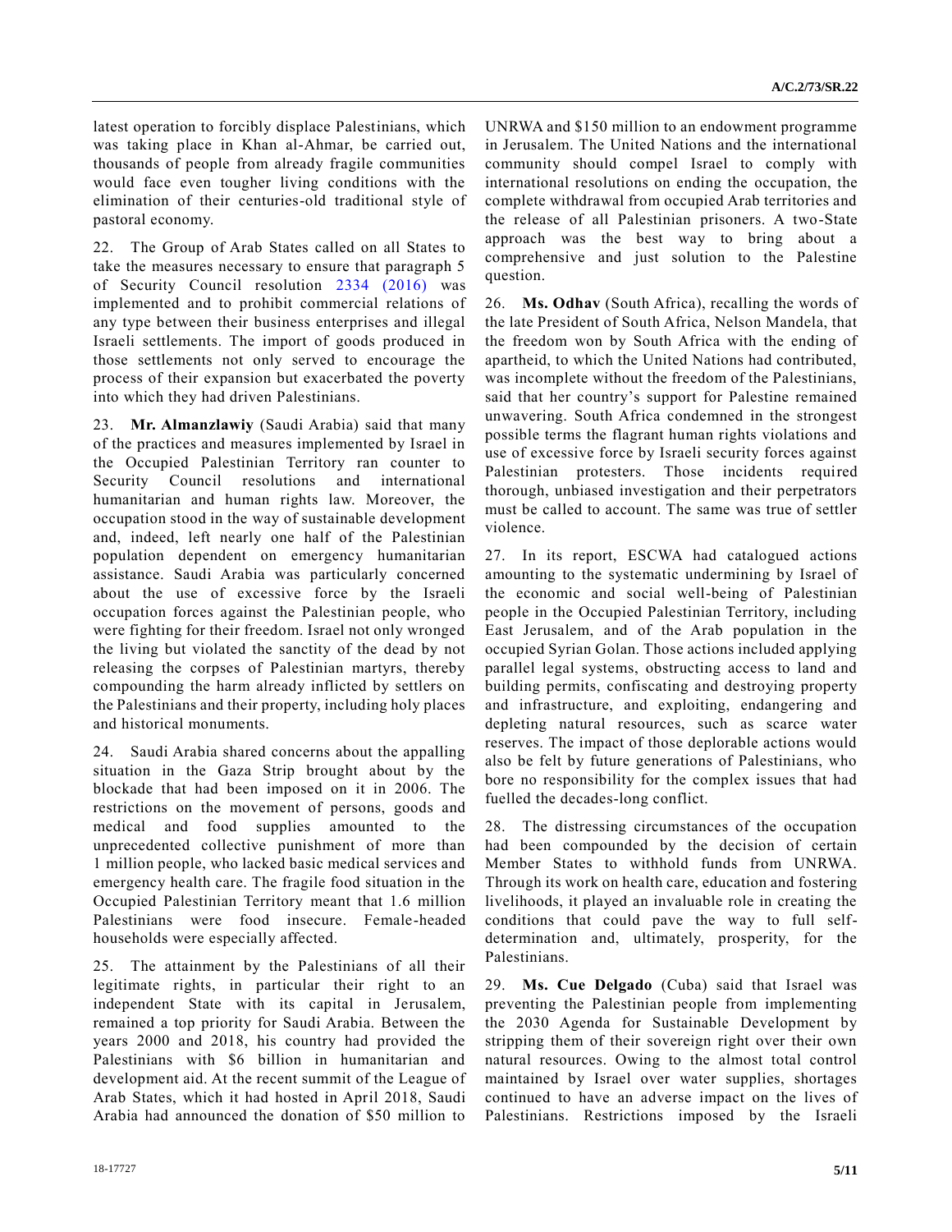latest operation to forcibly displace Palestinians, which was taking place in Khan al-Ahmar, be carried out, thousands of people from already fragile communities would face even tougher living conditions with the elimination of their centuries-old traditional style of pastoral economy.

22. The Group of Arab States called on all States to take the measures necessary to ensure that paragraph 5 of Security Council resolution 2334 (2016) was implemented and to prohibit commercial relations of any type between their business enterprises and illegal Israeli settlements. The import of goods produced in those settlements not only served to encourage the process of their expansion but exacerbated the poverty into which they had driven Palestinians.

23. **Mr. Almanzlawiy** (Saudi Arabia) said that many of the practices and measures implemented by Israel in the Occupied Palestinian Territory ran counter to Security Council resolutions and international humanitarian and human rights law. Moreover, the occupation stood in the way of sustainable development and, indeed, left nearly one half of the Palestinian population dependent on emergency humanitarian assistance. Saudi Arabia was particularly concerned about the use of excessive force by the Israeli occupation forces against the Palestinian people, who were fighting for their freedom. Israel not only wronged the living but violated the sanctity of the dead by not releasing the corpses of Palestinian martyrs, thereby compounding the harm already inflicted by settlers on the Palestinians and their property, including holy places and historical monuments.

24. Saudi Arabia shared concerns about the appalling situation in the Gaza Strip brought about by the blockade that had been imposed on it in 2006. The restrictions on the movement of persons, goods and medical and food supplies amounted to the unprecedented collective punishment of more than 1 million people, who lacked basic medical services and emergency health care. The fragile food situation in the Occupied Palestinian Territory meant that 1.6 million Palestinians were food insecure. Female-headed households were especially affected.

25. The attainment by the Palestinians of all their legitimate rights, in particular their right to an independent State with its capital in Jerusalem, remained a top priority for Saudi Arabia. Between the years 2000 and 2018, his country had provided the Palestinians with $6 billion in humanitarian and development aid. At the recent summit of the League of Arab States, which it had hosted in April 2018, Saudi Arabia had announced the donation of $50 million to UNRWA and $150 million to an endowment programme in Jerusalem. The United Nations and the international community should compel Israel to comply with international resolutions on ending the occupation, the complete withdrawal from occupied Arab territories and the release of all Palestinian prisoners. A two-State approach was the best way to bring about a comprehensive and just solution to the Palestine question.

26. **Ms. Odhav** (South Africa), recalling the words of the late President of South Africa, Nelson Mandela, that the freedom won by South Africa with the ending of apartheid, to which the United Nations had contributed, was incomplete without the freedom of the Palestinians, said that her country's support for Palestine remained unwavering. South Africa condemned in the strongest possible terms the flagrant human rights violations and use of excessive force by Israeli security forces against Palestinian protesters. Those incidents required thorough, unbiased investigation and their perpetrators must be called to account. The same was true of settler violence.

27. In its report, ESCWA had catalogued actions amounting to the systematic undermining by Israel of the economic and social well-being of Palestinian people in the Occupied Palestinian Territory, including East Jerusalem, and of the Arab population in the occupied Syrian Golan. Those actions included applying parallel legal systems, obstructing access to land and building permits, confiscating and destroying property and infrastructure, and exploiting, endangering and depleting natural resources, such as scarce water reserves. The impact of those deplorable actions would also be felt by future generations of Palestinians, who bore no responsibility for the complex issues that had fuelled the decades-long conflict.

28. The distressing circumstances of the occupation had been compounded by the decision of certain Member States to withhold funds from UNRWA. Through its work on health care, education and fostering livelihoods, it played an invaluable role in creating the conditions that could pave the way to full self-determination and, ultimately, prosperity, for the Palestinians.

29. **Ms. Cue Delgado** (Cuba) said that Israel was preventing the Palestinian people from implementing the 2030 Agenda for Sustainable Development by stripping them of their sovereign right over their own natural resources. Owing to the almost total control maintained by Israel over water supplies, shortages continued to have an adverse impact on the lives of Palestinians. Restrictions imposed by the Israeli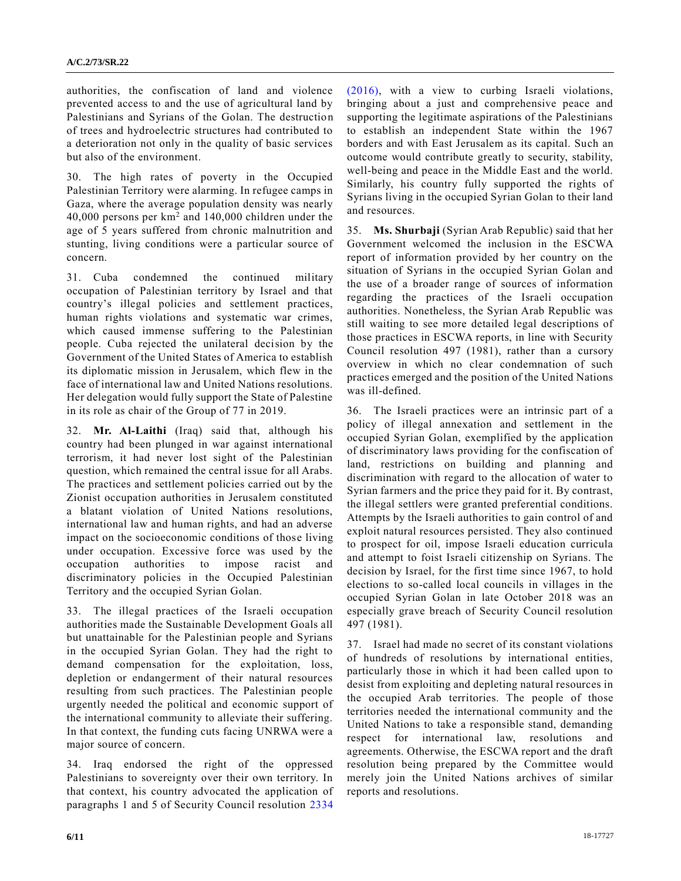authorities, the confiscation of land and violence prevented access to and the use of agricultural land by Palestinians and Syrians of the Golan. The destruction of trees and hydroelectric structures had contributed to a deterioration not only in the quality of basic services but also of the environment.

30. The high rates of poverty in the Occupied Palestinian Territory were alarming. In refugee camps in Gaza, where the average population density was nearly 40,000 persons per $km^2$ and 140,000 children under the age of 5 years suffered from chronic malnutrition and stunting, living conditions were a particular source of concern.

31. Cuba condemned the continued military occupation of Palestinian territory by Israel and that country's illegal policies and settlement practices, human rights violations and systematic war crimes, which caused immense suffering to the Palestinian people. Cuba rejected the unilateral decision by the Government of the United States of America to establish its diplomatic mission in Jerusalem, which flew in the face of international law and United Nations resolutions. Her delegation would fully support the State of Palestine in its role as chair of the Group of 77 in 2019.

32. **Mr. Al-Laithi** (Iraq) said that, although his country had been plunged in war against international terrorism, it had never lost sight of the Palestinian question, which remained the central issue for all Arabs. The practices and settlement policies carried out by the Zionist occupation authorities in Jerusalem constituted a blatant violation of United Nations resolutions, international law and human rights, and had an adverse impact on the socioeconomic conditions of those living under occupation. Excessive force was used by the occupation authorities to impose racist and discriminatory policies in the Occupied Palestinian Territory and the occupied Syrian Golan.

33. The illegal practices of the Israeli occupation authorities made the Sustainable Development Goals all but unattainable for the Palestinian people and Syrians in the occupied Syrian Golan. They had the right to demand compensation for the exploitation, loss, depletion or endangerment of their natural resources resulting from such practices. The Palestinian people urgently needed the political and economic support of the international community to alleviate their suffering. In that context, the funding cuts facing UNRWA were a major source of concern.

34. Iraq endorsed the right of the oppressed Palestinians to sovereignty over their own territory. In that context, his country advocated the application of paragraphs 1 and 5 of Security Council resolution 2334 (2016), with a view to curbing Israeli violations, bringing about a just and comprehensive peace and supporting the legitimate aspirations of the Palestinians to establish an independent State within the 1967 borders and with East Jerusalem as its capital. Such an outcome would contribute greatly to security, stability, well-being and peace in the Middle East and the world. Similarly, his country fully supported the rights of Syrians living in the occupied Syrian Golan to their land and resources.

35. **Ms. Shurbaji** (Syrian Arab Republic) said that her Government welcomed the inclusion in the ESCWA report of information provided by her country on the situation of Syrians in the occupied Syrian Golan and the use of a broader range of sources of information regarding the practices of the Israeli occupation authorities. Nonetheless, the Syrian Arab Republic was still waiting to see more detailed legal descriptions of those practices in ESCWA reports, in line with Security Council resolution 497 (1981), rather than a cursory overview in which no clear condemnation of such practices emerged and the position of the United Nations was ill-defined.

36. The Israeli practices were an intrinsic part of a policy of illegal annexation and settlement in the occupied Syrian Golan, exemplified by the application of discriminatory laws providing for the confiscation of land, restrictions on building and planning and discrimination with regard to the allocation of water to Syrian farmers and the price they paid for it. By contrast, the illegal settlers were granted preferential conditions. Attempts by the Israeli authorities to gain control of and exploit natural resources persisted. They also continued to prospect for oil, impose Israeli education curricula and attempt to foist Israeli citizenship on Syrians. The decision by Israel, for the first time since 1967, to hold elections to so-called local councils in villages in the occupied Syrian Golan in late October 2018 was an especially grave breach of Security Council resolution 497 (1981).

37. Israel had made no secret of its constant violations of hundreds of resolutions by international entities, particularly those in which it had been called upon to desist from exploiting and depleting natural resources in the occupied Arab territories. The people of those territories needed the international community and the United Nations to take a responsible stand, demanding respect for international law, resolutions and agreements. Otherwise, the ESCWA report and the draft resolution being prepared by the Committee would merely join the United Nations archives of similar reports and resolutions.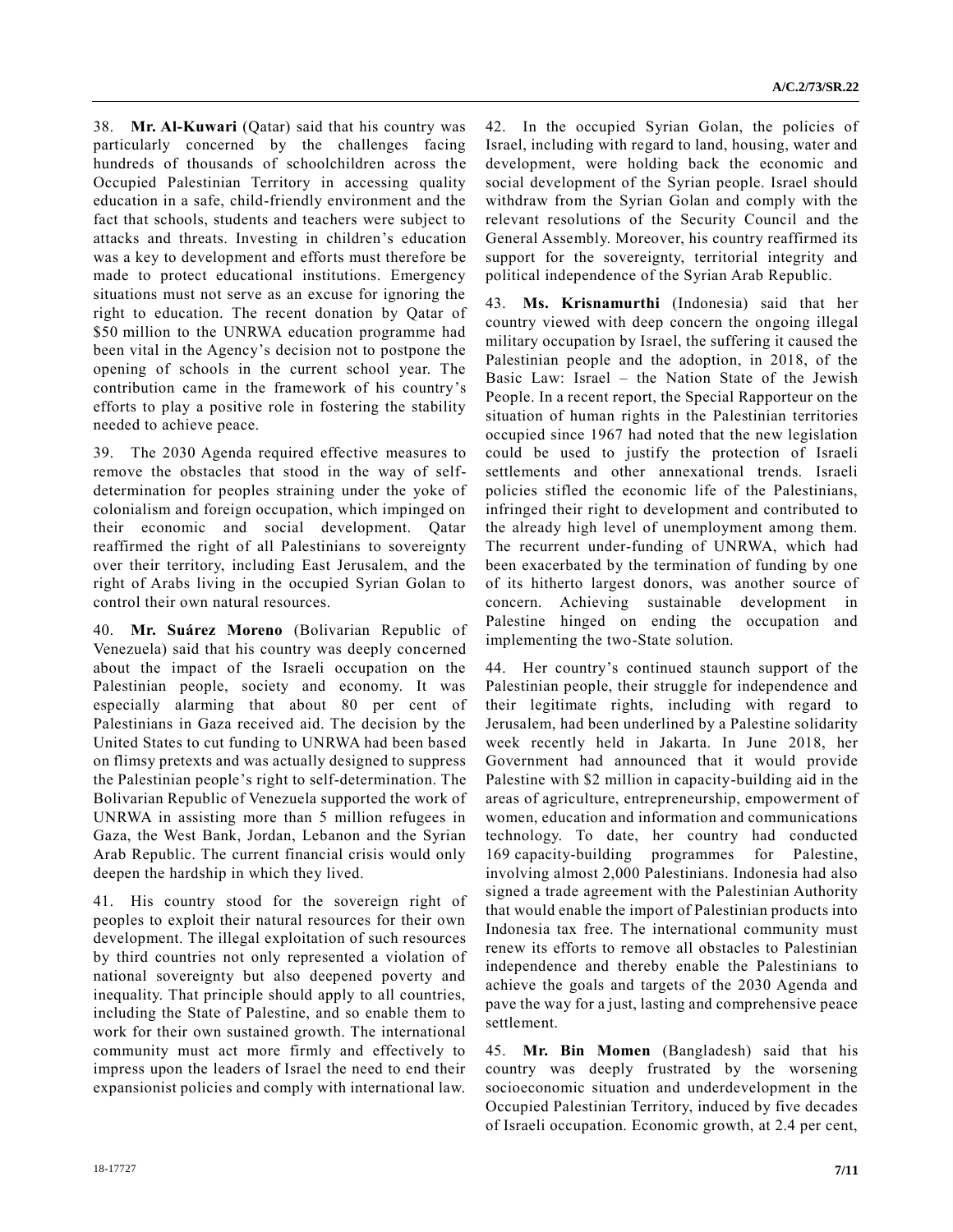38. **Mr. Al-Kuwari** (Qatar) said that his country was particularly concerned by the challenges facing hundreds of thousands of schoolchildren across the Occupied Palestinian Territory in accessing quality education in a safe, child-friendly environment and the fact that schools, students and teachers were subject to attacks and threats. Investing in children's education was a key to development and efforts must therefore be made to protect educational institutions. Emergency situations must not serve as an excuse for ignoring the right to education. The recent donation by Qatar of $50 million to the UNRWA education programme had been vital in the Agency's decision not to postpone the opening of schools in the current school year. The contribution came in the framework of his country's efforts to play a positive role in fostering the stability needed to achieve peace.

39. The 2030 Agenda required effective measures to remove the obstacles that stood in the way of self-determination for peoples straining under the yoke of colonialism and foreign occupation, which impinged on their economic and social development. Qatar reaffirmed the right of all Palestinians to sovereignty over their territory, including East Jerusalem, and the right of Arabs living in the occupied Syrian Golan to control their own natural resources.

40. **Mr. Suárez Moreno** (Bolivarian Republic of Venezuela) said that his country was deeply concerned about the impact of the Israeli occupation on the Palestinian people, society and economy. It was especially alarming that about 80 per cent of Palestinians in Gaza received aid. The decision by the United States to cut funding to UNRWA had been based on flimsy pretexts and was actually designed to suppress the Palestinian people's right to self-determination. The Bolivarian Republic of Venezuela supported the work of UNRWA in assisting more than 5 million refugees in Gaza, the West Bank, Jordan, Lebanon and the Syrian Arab Republic. The current financial crisis would only deepen the hardship in which they lived.

41. His country stood for the sovereign right of peoples to exploit their natural resources for their own development. The illegal exploitation of such resources by third countries not only represented a violation of national sovereignty but also deepened poverty and inequality. That principle should apply to all countries, including the State of Palestine, and so enable them to work for their own sustained growth. The international community must act more firmly and effectively to impress upon the leaders of Israel the need to end their expansionist policies and comply with international law.

42. In the occupied Syrian Golan, the policies of Israel, including with regard to land, housing, water and development, were holding back the economic and social development of the Syrian people. Israel should withdraw from the Syrian Golan and comply with the relevant resolutions of the Security Council and the General Assembly. Moreover, his country reaffirmed its support for the sovereignty, territorial integrity and political independence of the Syrian Arab Republic.

43. **Ms. Krisnamurthi** (Indonesia) said that her country viewed with deep concern the ongoing illegal military occupation by Israel, the suffering it caused the Palestinian people and the adoption, in 2018, of the Basic Law: Israel – the Nation State of the Jewish People. In a recent report, the Special Rapporteur on the situation of human rights in the Palestinian territories occupied since 1967 had noted that the new legislation could be used to justify the protection of Israeli settlements and other annexational trends. Israeli policies stifled the economic life of the Palestinians, infringed their right to development and contributed to the already high level of unemployment among them. The recurrent under-funding of UNRWA, which had been exacerbated by the termination of funding by one of its hitherto largest donors, was another source of concern. Achieving sustainable development in Palestine hinged on ending the occupation and implementing the two-State solution.

44. Her country's continued staunch support of the Palestinian people, their struggle for independence and their legitimate rights, including with regard to Jerusalem, had been underlined by a Palestine solidarity week recently held in Jakarta. In June 2018, her Government had announced that it would provide Palestine with $2 million in capacity-building aid in the areas of agriculture, entrepreneurship, empowerment of women, education and information and communications technology. To date, her country had conducted 169 capacity-building programmes for Palestine, involving almost 2,000 Palestinians. Indonesia had also signed a trade agreement with the Palestinian Authority that would enable the import of Palestinian products into Indonesia tax free. The international community must renew its efforts to remove all obstacles to Palestinian independence and thereby enable the Palestinians to achieve the goals and targets of the 2030 Agenda and pave the way for a just, lasting and comprehensive peace settlement.

45. **Mr. Bin Momen** (Bangladesh) said that his country was deeply frustrated by the worsening socioeconomic situation and underdevelopment in the Occupied Palestinian Territory, induced by five decades of Israeli occupation. Economic growth, at 2.4 per cent,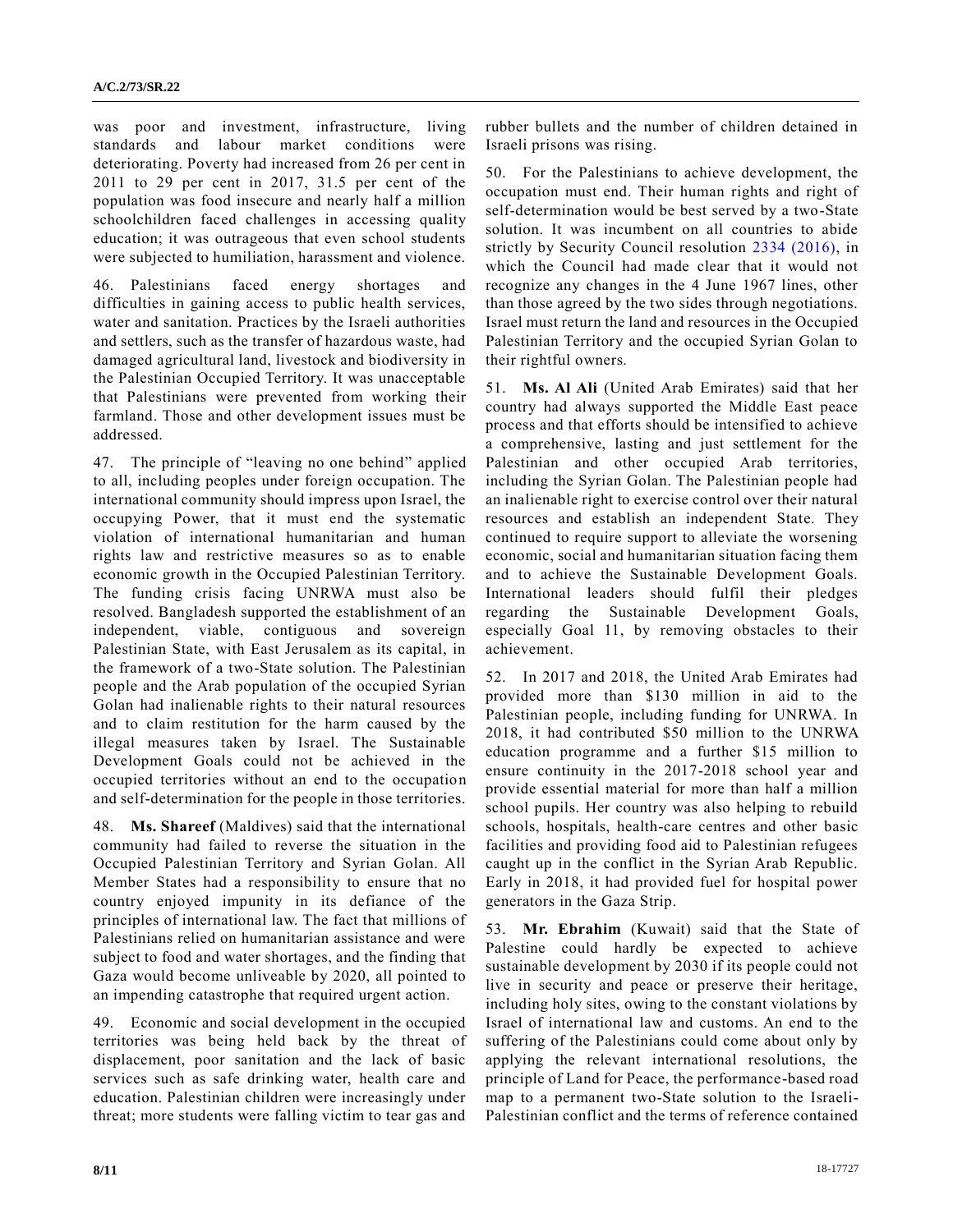was poor and investment, infrastructure, living standards and labour market conditions were deteriorating. Poverty had increased from 26 per cent in 2011 to 29 per cent in 2017, 31.5 per cent of the population was food insecure and nearly half a million schoolchildren faced challenges in accessing quality education; it was outrageous that even school students were subjected to humiliation, harassment and violence.

46. Palestinians faced energy shortages and difficulties in gaining access to public health services, water and sanitation. Practices by the Israeli authorities and settlers, such as the transfer of hazardous waste, had damaged agricultural land, livestock and biodiversity in the Palestinian Occupied Territory. It was unacceptable that Palestinians were prevented from working their farmland. Those and other development issues must be addressed.

47. The principle of "leaving no one behind" applied to all, including peoples under foreign occupation. The international community should impress upon Israel, the occupying Power, that it must end the systematic violation of international humanitarian and human rights law and restrictive measures so as to enable economic growth in the Occupied Palestinian Territory. The funding crisis facing UNRWA must also be resolved. Bangladesh supported the establishment of an independent, viable, contiguous and sovereign Palestinian State, with East Jerusalem as its capital, in the framework of a two-State solution. The Palestinian people and the Arab population of the occupied Syrian Golan had inalienable rights to their natural resources and to claim restitution for the harm caused by the illegal measures taken by Israel. The Sustainable Development Goals could not be achieved in the occupied territories without an end to the occupation and self-determination for the people in those territories.

48. **Ms. Shareef** (Maldives) said that the international community had failed to reverse the situation in the Occupied Palestinian Territory and Syrian Golan. All Member States had a responsibility to ensure that no country enjoyed impunity in its defiance of the principles of international law. The fact that millions of Palestinians relied on humanitarian assistance and were subject to food and water shortages, and the finding that Gaza would become unliveable by 2020, all pointed to an impending catastrophe that required urgent action.

49. Economic and social development in the occupied territories was being held back by the threat of displacement, poor sanitation and the lack of basic services such as safe drinking water, health care and education. Palestinian children were increasingly under threat; more students were falling victim to tear gas and rubber bullets and the number of children detained in Israeli prisons was rising.

50. For the Palestinians to achieve development, the occupation must end. Their human rights and right of self-determination would be best served by a two-State solution. It was incumbent on all countries to abide strictly by Security Council resolution 2334 (2016), in which the Council had made clear that it would not recognize any changes in the 4 June 1967 lines, other than those agreed by the two sides through negotiations. Israel must return the land and resources in the Occupied Palestinian Territory and the occupied Syrian Golan to their rightful owners.

51. **Ms. Al Ali** (United Arab Emirates) said that her country had always supported the Middle East peace process and that efforts should be intensified to achieve a comprehensive, lasting and just settlement for the Palestinian and other occupied Arab territories, including the Syrian Golan. The Palestinian people had an inalienable right to exercise control over their natural resources and establish an independent State. They continued to require support to alleviate the worsening economic, social and humanitarian situation facing them and to achieve the Sustainable Development Goals. International leaders should fulfil their pledges regarding the Sustainable Development Goals, especially Goal 11, by removing obstacles to their achievement.

52. In 2017 and 2018, the United Arab Emirates had provided more than $130 million in aid to the Palestinian people, including funding for UNRWA. In 2018, it had contributed $50 million to the UNRWA education programme and a further $15 million to ensure continuity in the 2017-2018 school year and provide essential material for more than half a million school pupils. Her country was also helping to rebuild schools, hospitals, health-care centres and other basic facilities and providing food aid to Palestinian refugees caught up in the conflict in the Syrian Arab Republic. Early in 2018, it had provided fuel for hospital power generators in the Gaza Strip.

53. **Mr. Ebrahim** (Kuwait) said that the State of Palestine could hardly be expected to achieve sustainable development by 2030 if its people could not live in security and peace or preserve their heritage, including holy sites, owing to the constant violations by Israel of international law and customs. An end to the suffering of the Palestinians could come about only by applying the relevant international resolutions, the principle of Land for Peace, the performance-based road map to a permanent two-State solution to the Israeli-Palestinian conflict and the terms of reference contained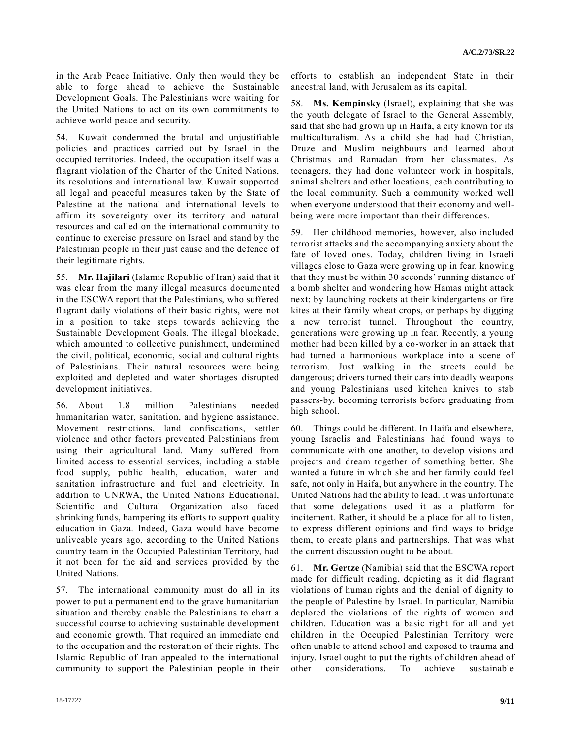in the Arab Peace Initiative. Only then would they be able to forge ahead to achieve the Sustainable Development Goals. The Palestinians were waiting for the United Nations to act on its own commitments to achieve world peace and security.

54. Kuwait condemned the brutal and unjustifiable policies and practices carried out by Israel in the occupied territories. Indeed, the occupation itself was a flagrant violation of the Charter of the United Nations, its resolutions and international law. Kuwait supported all legal and peaceful measures taken by the State of Palestine at the national and international levels to affirm its sovereignty over its territory and natural resources and called on the international community to continue to exercise pressure on Israel and stand by the Palestinian people in their just cause and the defence of their legitimate rights.

55. **Mr. Hajilari** (Islamic Republic of Iran) said that it was clear from the many illegal measures documented in the ESCWA report that the Palestinians, who suffered flagrant daily violations of their basic rights, were not in a position to take steps towards achieving the Sustainable Development Goals. The illegal blockade, which amounted to collective punishment, undermined the civil, political, economic, social and cultural rights of Palestinians. Their natural resources were being exploited and depleted and water shortages disrupted development initiatives.

56. About 1.8 million Palestinians needed humanitarian water, sanitation, and hygiene assistance. Movement restrictions, land confiscations, settler violence and other factors prevented Palestinians from using their agricultural land. Many suffered from limited access to essential services, including a stable food supply, public health, education, water and sanitation infrastructure and fuel and electricity. In addition to UNRWA, the United Nations Educational, Scientific and Cultural Organization also faced shrinking funds, hampering its efforts to support quality education in Gaza. Indeed, Gaza would have become unliveable years ago, according to the United Nations country team in the Occupied Palestinian Territory, had it not been for the aid and services provided by the United Nations.

57. The international community must do all in its power to put a permanent end to the grave humanitarian situation and thereby enable the Palestinians to chart a successful course to achieving sustainable development and economic growth. That required an immediate end to the occupation and the restoration of their rights. The Islamic Republic of Iran appealed to the international community to support the Palestinian people in their efforts to establish an independent State in their ancestral land, with Jerusalem as its capital.

58. **Ms. Kempinsky** (Israel), explaining that she was the youth delegate of Israel to the General Assembly, said that she had grown up in Haifa, a city known for its multiculturalism. As a child she had had Christian, Druze and Muslim neighbours and learned about Christmas and Ramadan from her classmates. As teenagers, they had done volunteer work in hospitals, animal shelters and other locations, each contributing to the local community. Such a community worked well when everyone understood that their economy and well-being were more important than their differences.

59. Her childhood memories, however, also included terrorist attacks and the accompanying anxiety about the fate of loved ones. Today, children living in Israeli villages close to Gaza were growing up in fear, knowing that they must be within 30 seconds' running distance of a bomb shelter and wondering how Hamas might attack next: by launching rockets at their kindergartens or fire kites at their family wheat crops, or perhaps by digging a new terrorist tunnel. Throughout the country, generations were growing up in fear. Recently, a young mother had been killed by a co-worker in an attack that had turned a harmonious workplace into a scene of terrorism. Just walking in the streets could be dangerous; drivers turned their cars into deadly weapons and young Palestinians used kitchen knives to stab passers-by, becoming terrorists before graduating from high school.

60. Things could be different. In Haifa and elsewhere, young Israelis and Palestinians had found ways to communicate with one another, to develop visions and projects and dream together of something better. She wanted a future in which she and her family could feel safe, not only in Haifa, but anywhere in the country. The United Nations had the ability to lead. It was unfortunate that some delegations used it as a platform for incitement. Rather, it should be a place for all to listen, to express different opinions and find ways to bridge them, to create plans and partnerships. That was what the current discussion ought to be about.

61. **Mr. Gertze** (Namibia) said that the ESCWA report made for difficult reading, depicting as it did flagrant violations of human rights and the denial of dignity to the people of Palestine by Israel. In particular, Namibia deplored the violations of the rights of women and children. Education was a basic right for all and yet children in the Occupied Palestinian Territory were often unable to attend school and exposed to trauma and injury. Israel ought to put the rights of children ahead of other considerations. To achieve sustainable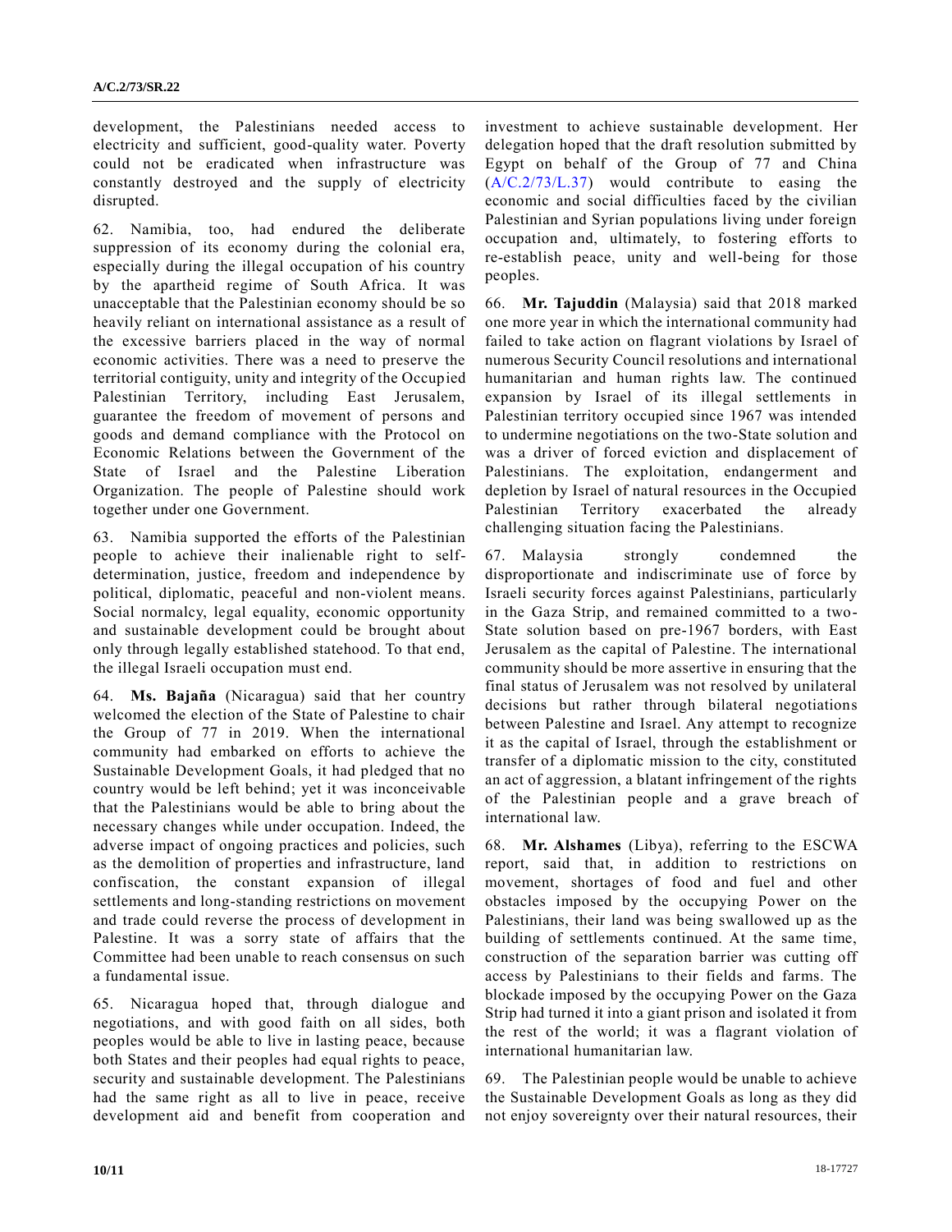development, the Palestinians needed access to electricity and sufficient, good-quality water. Poverty could not be eradicated when infrastructure was constantly destroyed and the supply of electricity disrupted.

62. Namibia, too, had endured the deliberate suppression of its economy during the colonial era, especially during the illegal occupation of his country by the apartheid regime of South Africa. It was unacceptable that the Palestinian economy should be so heavily reliant on international assistance as a result of the excessive barriers placed in the way of normal economic activities. There was a need to preserve the territorial contiguity, unity and integrity of the Occupied Palestinian Territory, including East Jerusalem, guarantee the freedom of movement of persons and goods and demand compliance with the Protocol on Economic Relations between the Government of the State of Israel and the Palestine Liberation Organization. The people of Palestine should work together under one Government.

63. Namibia supported the efforts of the Palestinian people to achieve their inalienable right to self-determination, justice, freedom and independence by political, diplomatic, peaceful and non-violent means. Social normalcy, legal equality, economic opportunity and sustainable development could be brought about only through legally established statehood. To that end, the illegal Israeli occupation must end.

64. **Ms. Bajaña** (Nicaragua) said that her country welcomed the election of the State of Palestine to chair the Group of 77 in 2019. When the international community had embarked on efforts to achieve the Sustainable Development Goals, it had pledged that no country would be left behind; yet it was inconceivable that the Palestinians would be able to bring about the necessary changes while under occupation. Indeed, the adverse impact of ongoing practices and policies, such as the demolition of properties and infrastructure, land confiscation, the constant expansion of illegal settlements and long-standing restrictions on movement and trade could reverse the process of development in Palestine. It was a sorry state of affairs that the Committee had been unable to reach consensus on such a fundamental issue.

65. Nicaragua hoped that, through dialogue and negotiations, and with good faith on all sides, both peoples would be able to live in lasting peace, because both States and their peoples had equal rights to peace, security and sustainable development. The Palestinians had the same right as all to live in peace, receive development aid and benefit from cooperation and investment to achieve sustainable development. Her delegation hoped that the draft resolution submitted by Egypt on behalf of the Group of 77 and China (A/C.2/73/L.37) would contribute to easing the economic and social difficulties faced by the civilian Palestinian and Syrian populations living under foreign occupation and, ultimately, to fostering efforts to re-establish peace, unity and well-being for those peoples.

66. **Mr. Tajuddin** (Malaysia) said that 2018 marked one more year in which the international community had failed to take action on flagrant violations by Israel of numerous Security Council resolutions and international humanitarian and human rights law. The continued expansion by Israel of its illegal settlements in Palestinian territory occupied since 1967 was intended to undermine negotiations on the two-State solution and was a driver of forced eviction and displacement of Palestinians. The exploitation, endangerment and depletion by Israel of natural resources in the Occupied Palestinian Territory exacerbated the already challenging situation facing the Palestinians.

67. Malaysia strongly condemned the disproportionate and indiscriminate use of force by Israeli security forces against Palestinians, particularly in the Gaza Strip, and remained committed to a two-State solution based on pre-1967 borders, with East Jerusalem as the capital of Palestine. The international community should be more assertive in ensuring that the final status of Jerusalem was not resolved by unilateral decisions but rather through bilateral negotiations between Palestine and Israel. Any attempt to recognize it as the capital of Israel, through the establishment or transfer of a diplomatic mission to the city, constituted an act of aggression, a blatant infringement of the rights of the Palestinian people and a grave breach of international law.

68. **Mr. Alshames** (Libya), referring to the ESCWA report, said that, in addition to restrictions on movement, shortages of food and fuel and other obstacles imposed by the occupying Power on the Palestinians, their land was being swallowed up as the building of settlements continued. At the same time, construction of the separation barrier was cutting off access by Palestinians to their fields and farms. The blockade imposed by the occupying Power on the Gaza Strip had turned it into a giant prison and isolated it from the rest of the world; it was a flagrant violation of international humanitarian law.

69. The Palestinian people would be unable to achieve the Sustainable Development Goals as long as they did not enjoy sovereignty over their natural resources, their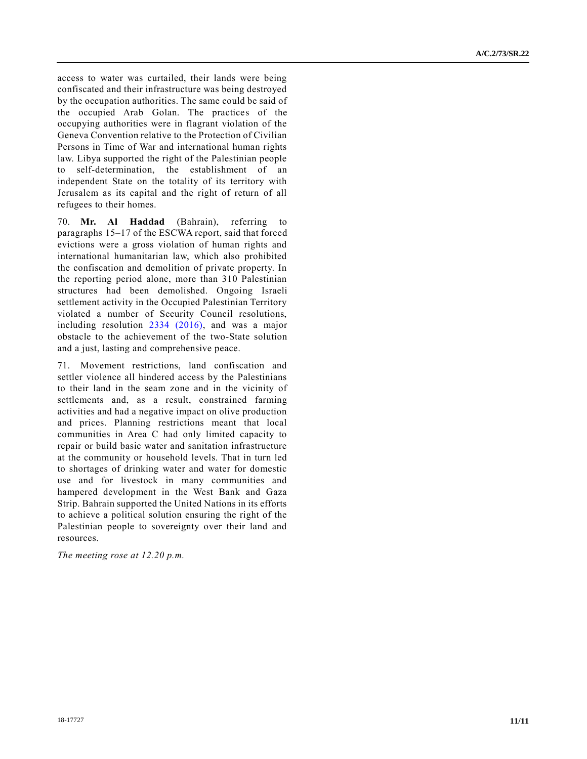access to water was curtailed, their lands were being confiscated and their infrastructure was being destroyed by the occupation authorities. The same could be said of the occupied Arab Golan. The practices of the occupying authorities were in flagrant violation of the Geneva Convention relative to the Protection of Civilian Persons in Time of War and international human rights law. Libya supported the right of the Palestinian people to self-determination, the establishment of an independent State on the totality of its territory with Jerusalem as its capital and the right of return of all refugees to their homes.

70. **Mr. Al Haddad** (Bahrain), referring to paragraphs 15–17 of the ESCWA report, said that forced evictions were a gross violation of human rights and international humanitarian law, which also prohibited the confiscation and demolition of private property. In the reporting period alone, more than 310 Palestinian structures had been demolished. Ongoing Israeli settlement activity in the Occupied Palestinian Territory violated a number of Security Council resolutions, including resolution 2334 (2016), and was a major obstacle to the achievement of the two-State solution and a just, lasting and comprehensive peace.

71. Movement restrictions, land confiscation and settler violence all hindered access by the Palestinians to their land in the seam zone and in the vicinity of settlements and, as a result, constrained farming activities and had a negative impact on olive production and prices. Planning restrictions meant that local communities in Area C had only limited capacity to repair or build basic water and sanitation infrastructure at the community or household levels. That in turn led to shortages of drinking water and water for domestic use and for livestock in many communities and hampered development in the West Bank and Gaza Strip. Bahrain supported the United Nations in its efforts to achieve a political solution ensuring the right of the Palestinian people to sovereignty over their land and resources.

*The meeting rose at 12.20 p.m.*